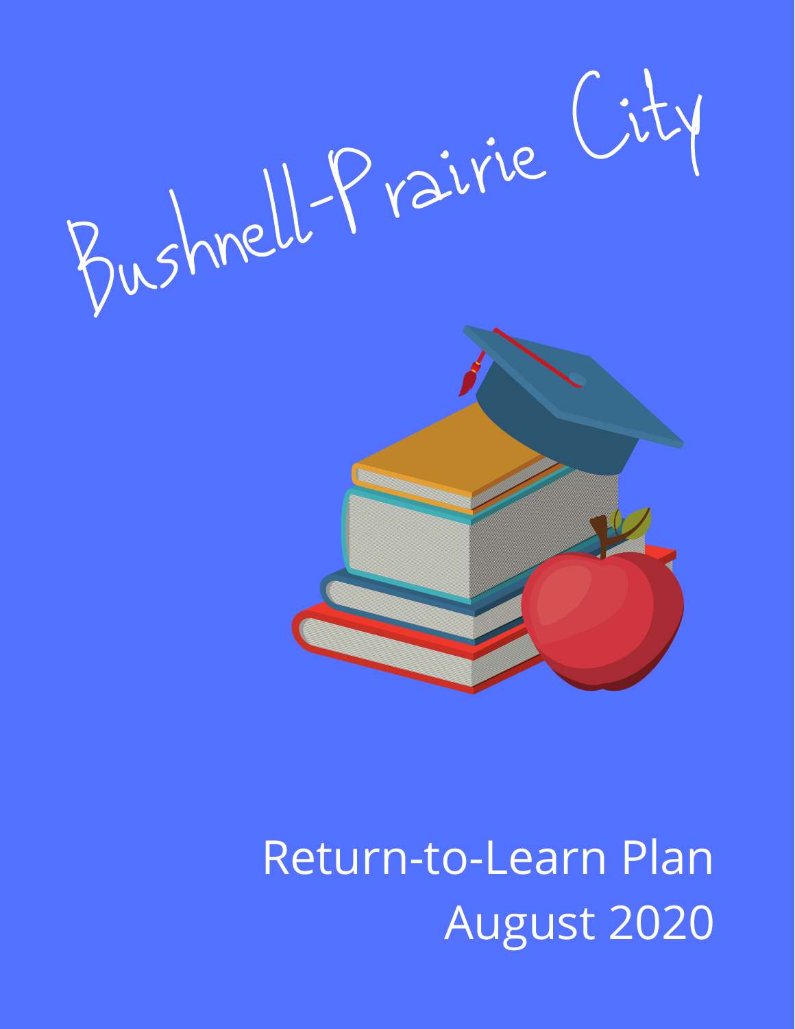# Bushnell-Prairie City

Return-to-Learn Plan
August 2020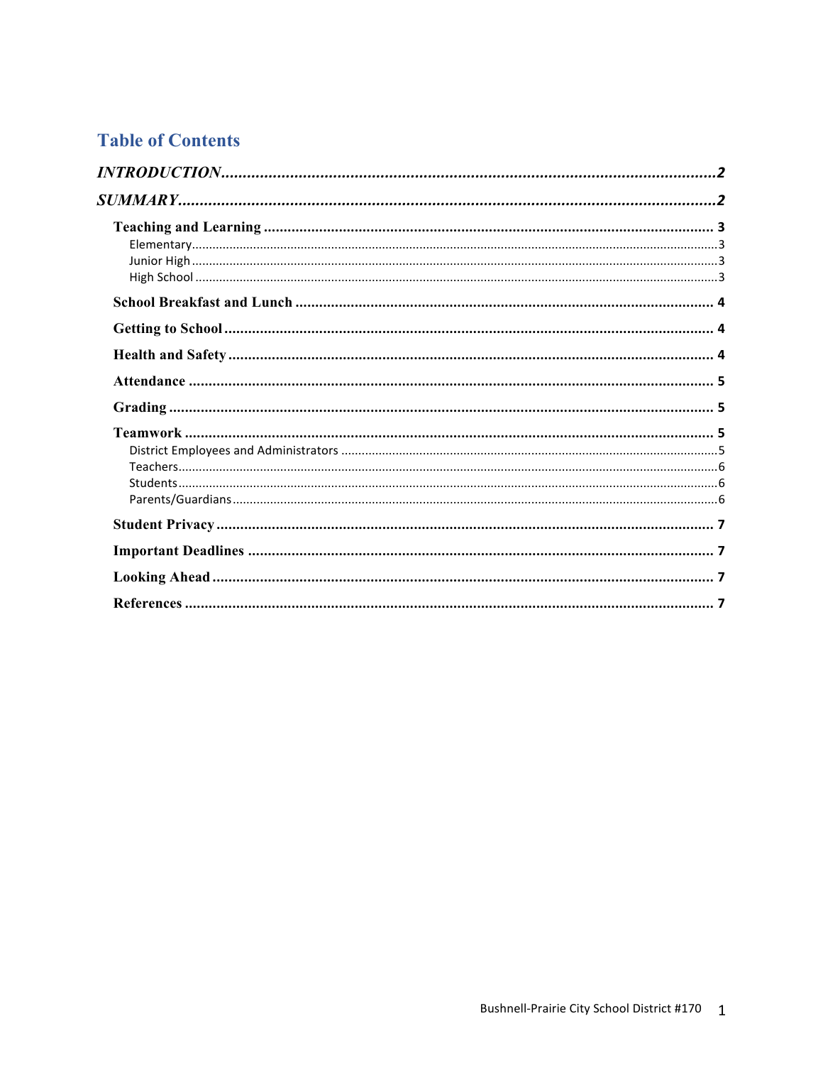## Table of Contents

*INTRODUCTION* .......... 2

*SUMMARY* .......... 2

- **Teaching and Learning** .......... 3
  - Elementary .......... 3
  - Junior High .......... 3
  - High School .......... 3
- **School Breakfast and Lunch** .......... 4
- **Getting to School** .......... 4
- **Health and Safety** .......... 4
- **Attendance** .......... 5
- **Grading** .......... 5
- **Teamwork** .......... 5
  - District Employees and Administrators .......... 5
  - Teachers .......... 6
  - Students .......... 6
  - Parents/Guardians .......... 6
- **Student Privacy** .......... 7
- **Important Deadlines** .......... 7
- **Looking Ahead** .......... 7
- **References** .......... 7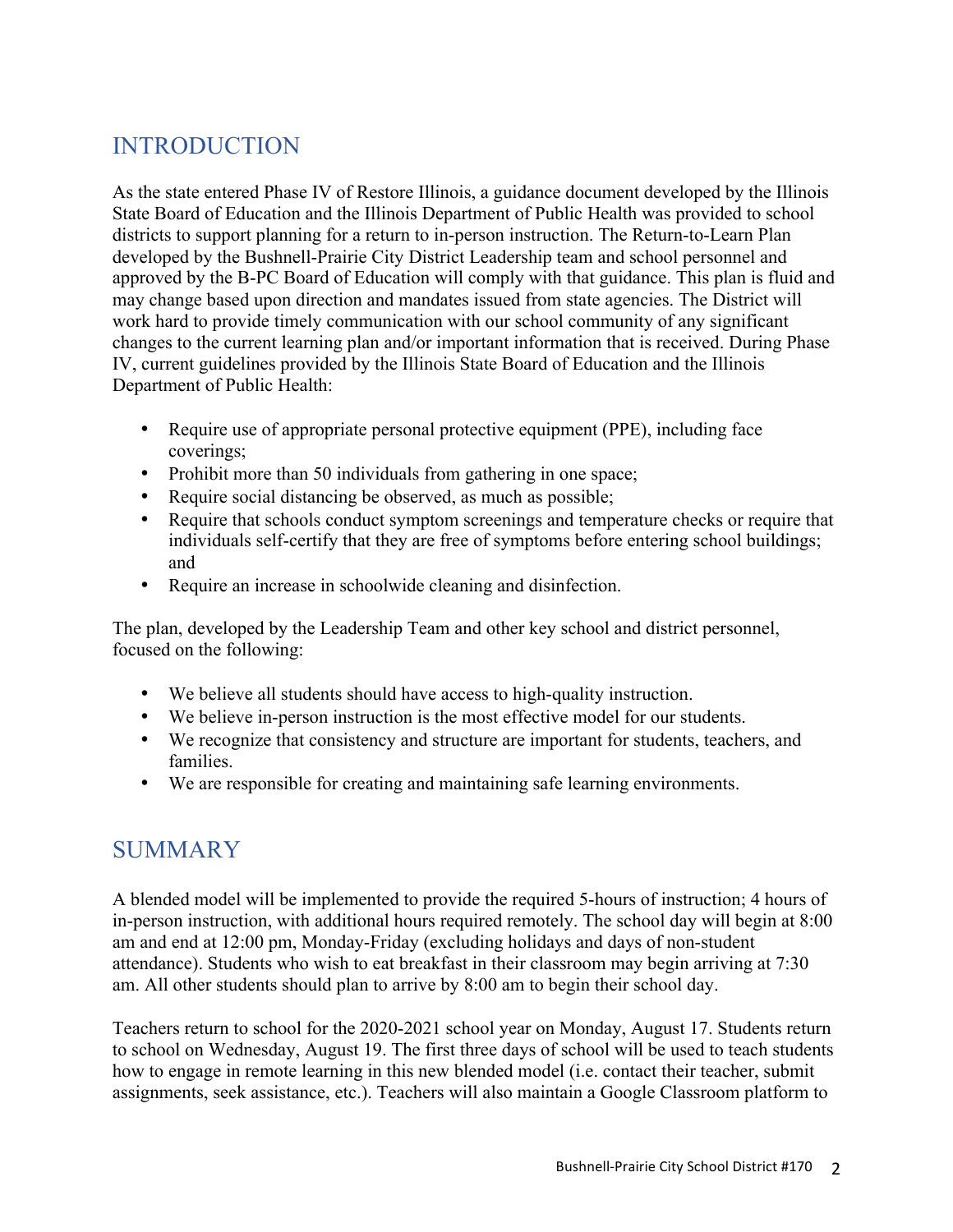## INTRODUCTION

As the state entered Phase IV of Restore Illinois, a guidance document developed by the Illinois State Board of Education and the Illinois Department of Public Health was provided to school districts to support planning for a return to in-person instruction. The Return-to-Learn Plan developed by the Bushnell-Prairie City District Leadership team and school personnel and approved by the B-PC Board of Education will comply with that guidance. This plan is fluid and may change based upon direction and mandates issued from state agencies. The District will work hard to provide timely communication with our school community of any significant changes to the current learning plan and/or important information that is received. During Phase IV, current guidelines provided by the Illinois State Board of Education and the Illinois Department of Public Health:

- Require use of appropriate personal protective equipment (PPE), including face coverings;
- Prohibit more than 50 individuals from gathering in one space;
- Require social distancing be observed, as much as possible;
- Require that schools conduct symptom screenings and temperature checks or require that individuals self-certify that they are free of symptoms before entering school buildings; and
- Require an increase in schoolwide cleaning and disinfection.

The plan, developed by the Leadership Team and other key school and district personnel, focused on the following:

- We believe all students should have access to high-quality instruction.
- We believe in-person instruction is the most effective model for our students.
- We recognize that consistency and structure are important for students, teachers, and families.
- We are responsible for creating and maintaining safe learning environments.

## SUMMARY

A blended model will be implemented to provide the required 5-hours of instruction; 4 hours of in-person instruction, with additional hours required remotely. The school day will begin at 8:00 am and end at 12:00 pm, Monday-Friday (excluding holidays and days of non-student attendance). Students who wish to eat breakfast in their classroom may begin arriving at 7:30 am. All other students should plan to arrive by 8:00 am to begin their school day.

Teachers return to school for the 2020-2021 school year on Monday, August 17. Students return to school on Wednesday, August 19. The first three days of school will be used to teach students how to engage in remote learning in this new blended model (i.e. contact their teacher, submit assignments, seek assistance, etc.). Teachers will also maintain a Google Classroom platform to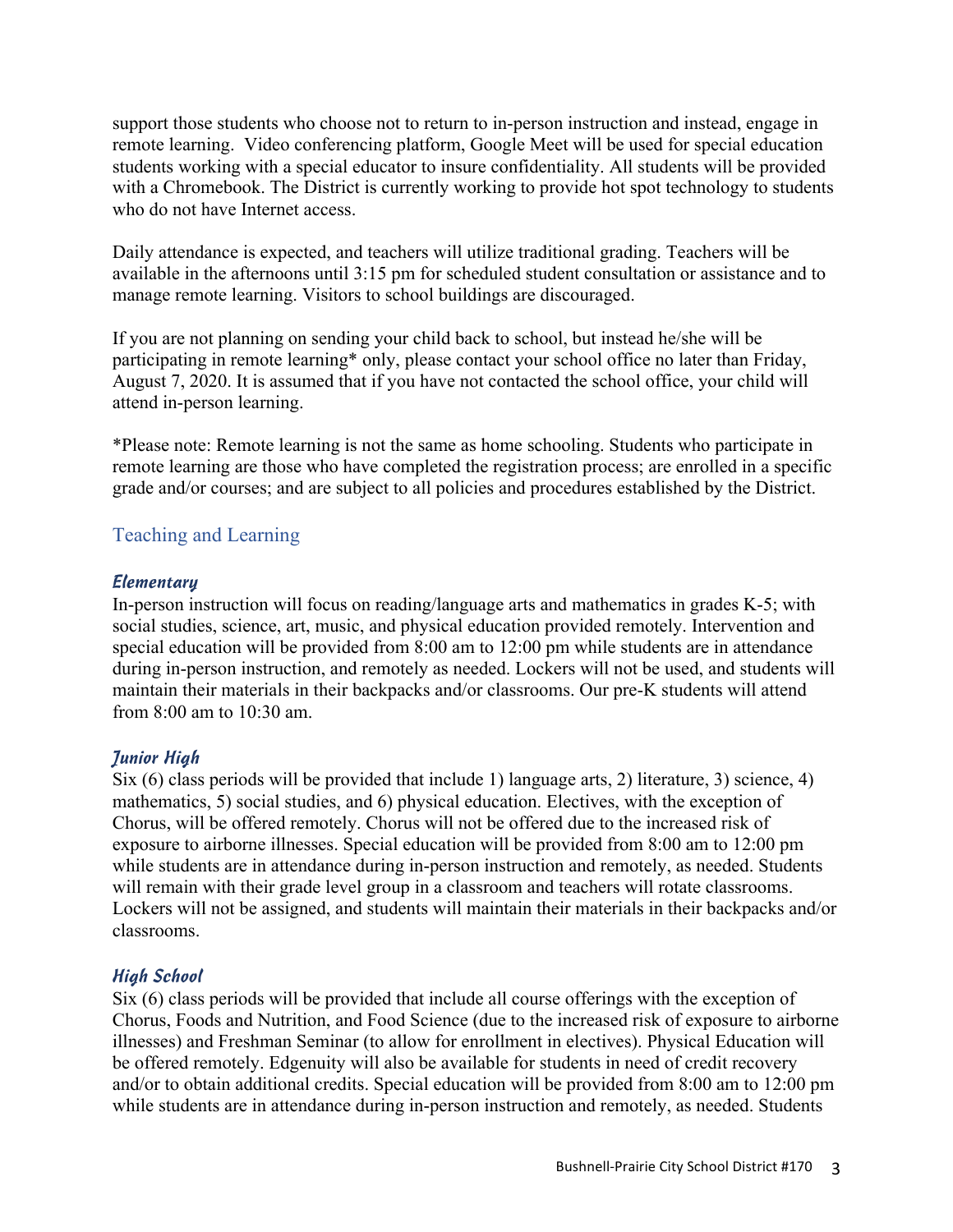support those students who choose not to return to in-person instruction and instead, engage in remote learning. Video conferencing platform, Google Meet will be used for special education students working with a special educator to insure confidentiality. All students will be provided with a Chromebook. The District is currently working to provide hot spot technology to students who do not have Internet access.

Daily attendance is expected, and teachers will utilize traditional grading. Teachers will be available in the afternoons until 3:15 pm for scheduled student consultation or assistance and to manage remote learning. Visitors to school buildings are discouraged.

If you are not planning on sending your child back to school, but instead he/she will be participating in remote learning* only, please contact your school office no later than Friday, August 7, 2020. It is assumed that if you have not contacted the school office, your child will attend in-person learning.

*Please note: Remote learning is not the same as home schooling. Students who participate in remote learning are those who have completed the registration process; are enrolled in a specific grade and/or courses; and are subject to all policies and procedures established by the District.

## Teaching and Learning

### *Elementary*

In-person instruction will focus on reading/language arts and mathematics in grades K-5; with social studies, science, art, music, and physical education provided remotely. Intervention and special education will be provided from 8:00 am to 12:00 pm while students are in attendance during in-person instruction, and remotely as needed. Lockers will not be used, and students will maintain their materials in their backpacks and/or classrooms. Our pre-K students will attend from 8:00 am to 10:30 am.

### *Junior High*

Six (6) class periods will be provided that include 1) language arts, 2) literature, 3) science, 4) mathematics, 5) social studies, and 6) physical education. Electives, with the exception of Chorus, will be offered remotely. Chorus will not be offered due to the increased risk of exposure to airborne illnesses. Special education will be provided from 8:00 am to 12:00 pm while students are in attendance during in-person instruction and remotely, as needed. Students will remain with their grade level group in a classroom and teachers will rotate classrooms. Lockers will not be assigned, and students will maintain their materials in their backpacks and/or classrooms.

### *High School*

Six (6) class periods will be provided that include all course offerings with the exception of Chorus, Foods and Nutrition, and Food Science (due to the increased risk of exposure to airborne illnesses) and Freshman Seminar (to allow for enrollment in electives). Physical Education will be offered remotely. Edgenuity will also be available for students in need of credit recovery and/or to obtain additional credits. Special education will be provided from 8:00 am to 12:00 pm while students are in attendance during in-person instruction and remotely, as needed. Students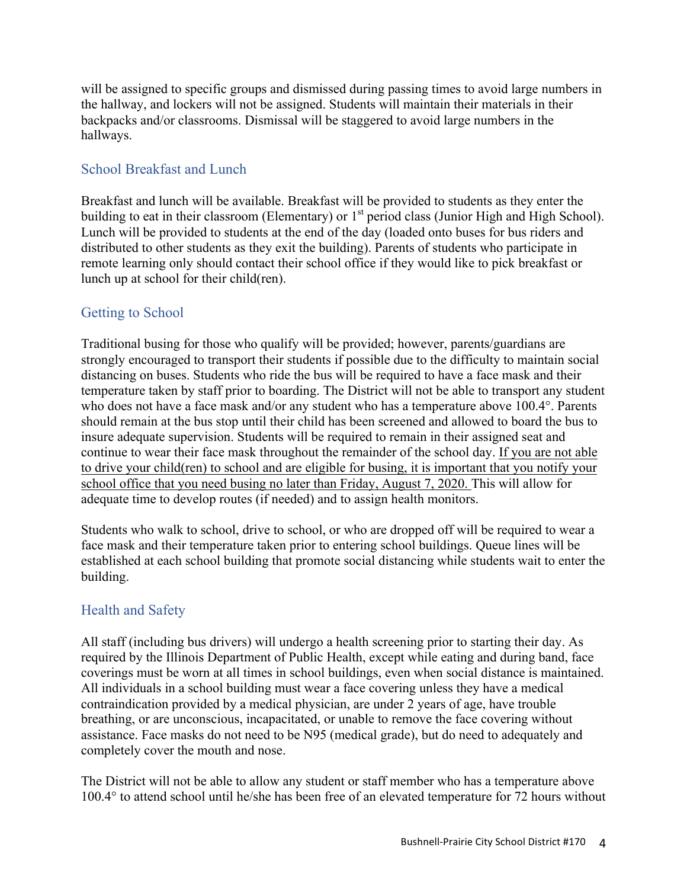will be assigned to specific groups and dismissed during passing times to avoid large numbers in the hallway, and lockers will not be assigned. Students will maintain their materials in their backpacks and/or classrooms. Dismissal will be staggered to avoid large numbers in the hallways.

## School Breakfast and Lunch

Breakfast and lunch will be available. Breakfast will be provided to students as they enter the building to eat in their classroom (Elementary) or 1st period class (Junior High and High School). Lunch will be provided to students at the end of the day (loaded onto buses for bus riders and distributed to other students as they exit the building). Parents of students who participate in remote learning only should contact their school office if they would like to pick breakfast or lunch up at school for their child(ren).

## Getting to School

Traditional busing for those who qualify will be provided; however, parents/guardians are strongly encouraged to transport their students if possible due to the difficulty to maintain social distancing on buses. Students who ride the bus will be required to have a face mask and their temperature taken by staff prior to boarding. The District will not be able to transport any student who does not have a face mask and/or any student who has a temperature above 100.4°. Parents should remain at the bus stop until their child has been screened and allowed to board the bus to insure adequate supervision. Students will be required to remain in their assigned seat and continue to wear their face mask throughout the remainder of the school day. <u>If you are not able to drive your child(ren) to school and are eligible for busing, it is important that you notify your school office that you need busing no later than Friday, August 7, 2020.</u> This will allow for adequate time to develop routes (if needed) and to assign health monitors.

Students who walk to school, drive to school, or who are dropped off will be required to wear a face mask and their temperature taken prior to entering school buildings. Queue lines will be established at each school building that promote social distancing while students wait to enter the building.

## Health and Safety

All staff (including bus drivers) will undergo a health screening prior to starting their day. As required by the Illinois Department of Public Health, except while eating and during band, face coverings must be worn at all times in school buildings, even when social distance is maintained. All individuals in a school building must wear a face covering unless they have a medical contraindication provided by a medical physician, are under 2 years of age, have trouble breathing, or are unconscious, incapacitated, or unable to remove the face covering without assistance. Face masks do not need to be N95 (medical grade), but do need to adequately and completely cover the mouth and nose.

The District will not be able to allow any student or staff member who has a temperature above 100.4° to attend school until he/she has been free of an elevated temperature for 72 hours without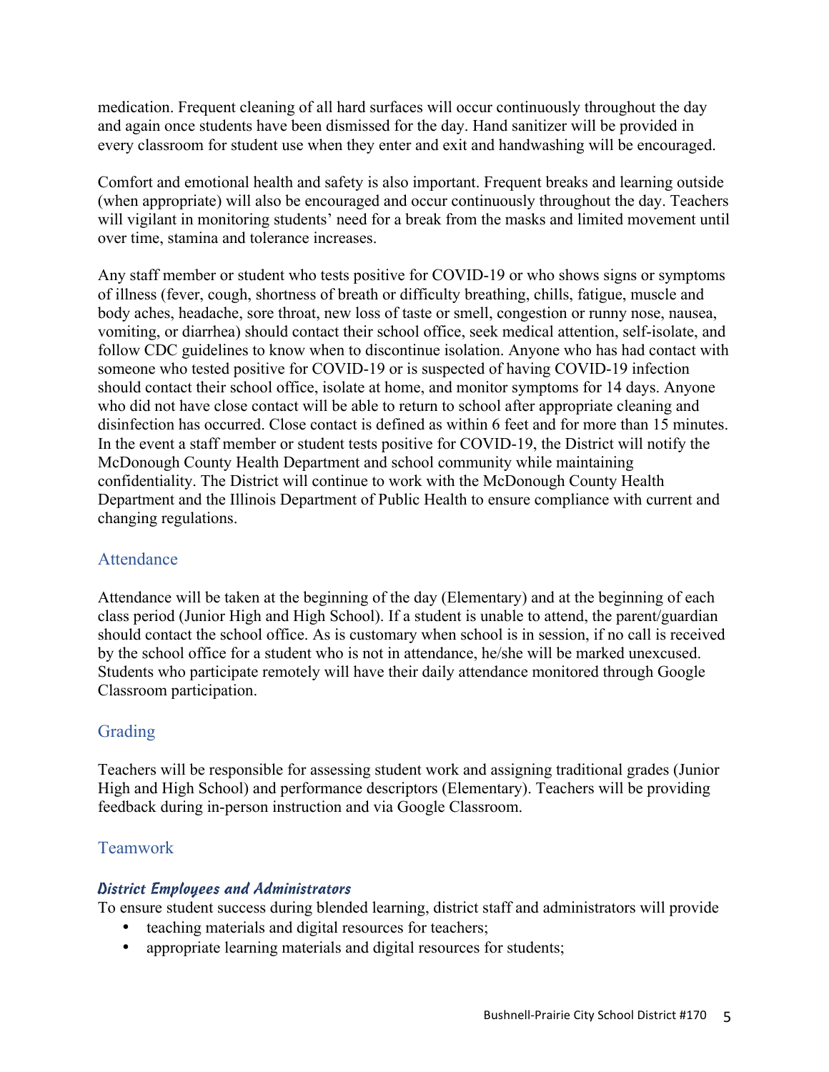medication. Frequent cleaning of all hard surfaces will occur continuously throughout the day and again once students have been dismissed for the day. Hand sanitizer will be provided in every classroom for student use when they enter and exit and handwashing will be encouraged.

Comfort and emotional health and safety is also important. Frequent breaks and learning outside (when appropriate) will also be encouraged and occur continuously throughout the day. Teachers will vigilant in monitoring students' need for a break from the masks and limited movement until over time, stamina and tolerance increases.

Any staff member or student who tests positive for COVID-19 or who shows signs or symptoms of illness (fever, cough, shortness of breath or difficulty breathing, chills, fatigue, muscle and body aches, headache, sore throat, new loss of taste or smell, congestion or runny nose, nausea, vomiting, or diarrhea) should contact their school office, seek medical attention, self-isolate, and follow CDC guidelines to know when to discontinue isolation. Anyone who has had contact with someone who tested positive for COVID-19 or is suspected of having COVID-19 infection should contact their school office, isolate at home, and monitor symptoms for 14 days. Anyone who did not have close contact will be able to return to school after appropriate cleaning and disinfection has occurred. Close contact is defined as within 6 feet and for more than 15 minutes. In the event a staff member or student tests positive for COVID-19, the District will notify the McDonough County Health Department and school community while maintaining confidentiality. The District will continue to work with the McDonough County Health Department and the Illinois Department of Public Health to ensure compliance with current and changing regulations.

## Attendance

Attendance will be taken at the beginning of the day (Elementary) and at the beginning of each class period (Junior High and High School). If a student is unable to attend, the parent/guardian should contact the school office. As is customary when school is in session, if no call is received by the school office for a student who is not in attendance, he/she will be marked unexcused. Students who participate remotely will have their daily attendance monitored through Google Classroom participation.

## Grading

Teachers will be responsible for assessing student work and assigning traditional grades (Junior High and High School) and performance descriptors (Elementary). Teachers will be providing feedback during in-person instruction and via Google Classroom.

## Teamwork

### *District Employees and Administrators*

To ensure student success during blended learning, district staff and administrators will provide

- teaching materials and digital resources for teachers;
- appropriate learning materials and digital resources for students;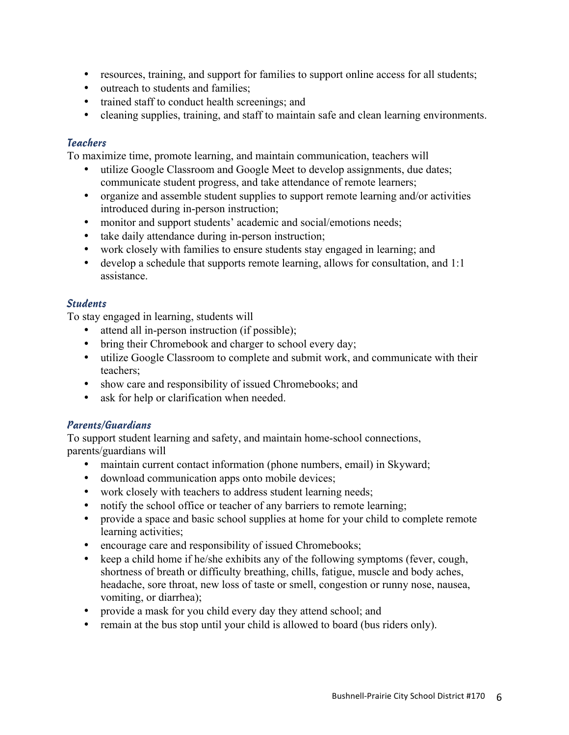- resources, training, and support for families to support online access for all students;
- outreach to students and families;
- trained staff to conduct health screenings; and
- cleaning supplies, training, and staff to maintain safe and clean learning environments.

### *Teachers*

To maximize time, promote learning, and maintain communication, teachers will

- utilize Google Classroom and Google Meet to develop assignments, due dates; communicate student progress, and take attendance of remote learners;
- organize and assemble student supplies to support remote learning and/or activities introduced during in-person instruction;
- monitor and support students' academic and social/emotions needs;
- take daily attendance during in-person instruction;
- work closely with families to ensure students stay engaged in learning; and
- develop a schedule that supports remote learning, allows for consultation, and 1:1 assistance.

### *Students*

To stay engaged in learning, students will

- attend all in-person instruction (if possible);
- bring their Chromebook and charger to school every day;
- utilize Google Classroom to complete and submit work, and communicate with their teachers;
- show care and responsibility of issued Chromebooks; and
- ask for help or clarification when needed.

### *Parents/Guardians*

To support student learning and safety, and maintain home-school connections, parents/guardians will

- maintain current contact information (phone numbers, email) in Skyward;
- download communication apps onto mobile devices;
- work closely with teachers to address student learning needs;
- notify the school office or teacher of any barriers to remote learning;
- provide a space and basic school supplies at home for your child to complete remote learning activities;
- encourage care and responsibility of issued Chromebooks;
- keep a child home if he/she exhibits any of the following symptoms (fever, cough, shortness of breath or difficulty breathing, chills, fatigue, muscle and body aches, headache, sore throat, new loss of taste or smell, congestion or runny nose, nausea, vomiting, or diarrhea);
- provide a mask for you child every day they attend school; and
- remain at the bus stop until your child is allowed to board (bus riders only).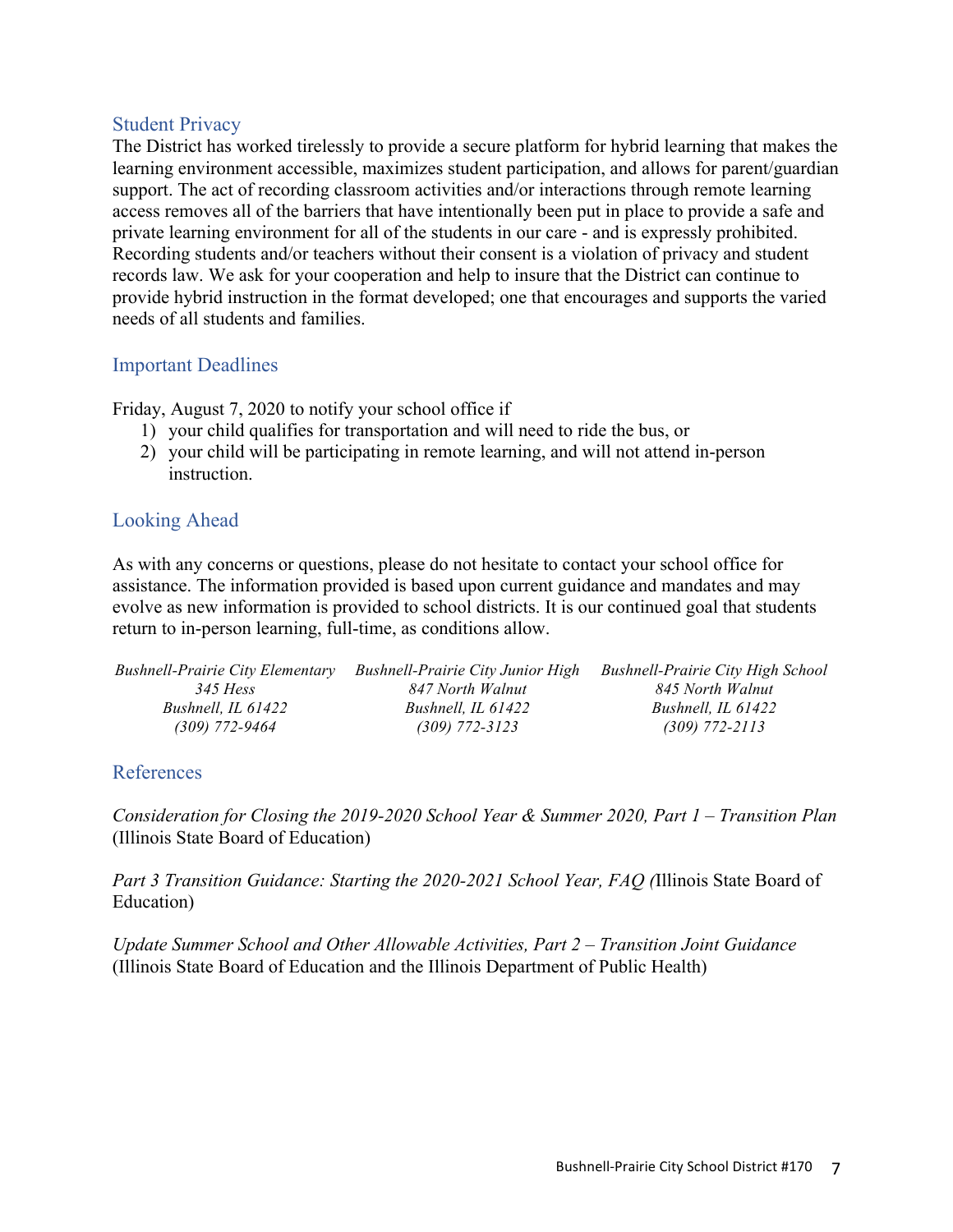## Student Privacy

The District has worked tirelessly to provide a secure platform for hybrid learning that makes the learning environment accessible, maximizes student participation, and allows for parent/guardian support. The act of recording classroom activities and/or interactions through remote learning access removes all of the barriers that have intentionally been put in place to provide a safe and private learning environment for all of the students in our care - and is expressly prohibited. Recording students and/or teachers without their consent is a violation of privacy and student records law. We ask for your cooperation and help to insure that the District can continue to provide hybrid instruction in the format developed; one that encourages and supports the varied needs of all students and families.

## Important Deadlines

Friday, August 7, 2020 to notify your school office if

1) your child qualifies for transportation and will need to ride the bus, or
2) your child will be participating in remote learning, and will not attend in-person instruction.

## Looking Ahead

As with any concerns or questions, please do not hesitate to contact your school office for assistance. The information provided is based upon current guidance and mandates and may evolve as new information is provided to school districts. It is our continued goal that students return to in-person learning, full-time, as conditions allow.

*Bushnell-Prairie City Elementary*
*345 Hess*
*Bushnell, IL 61422*
*(309) 772-9464*

*Bushnell-Prairie City Junior High*
*847 North Walnut*
*Bushnell, IL 61422*
*(309) 772-3123*

*Bushnell-Prairie City High School*
*845 North Walnut*
*Bushnell, IL 61422*
*(309) 772-2113*

## References

*Consideration for Closing the 2019-2020 School Year & Summer 2020, Part 1 – Transition Plan* (Illinois State Board of Education)

*Part 3 Transition Guidance: Starting the 2020-2021 School Year, FAQ (*Illinois State Board of Education)

*Update Summer School and Other Allowable Activities, Part 2 – Transition Joint Guidance* (Illinois State Board of Education and the Illinois Department of Public Health)